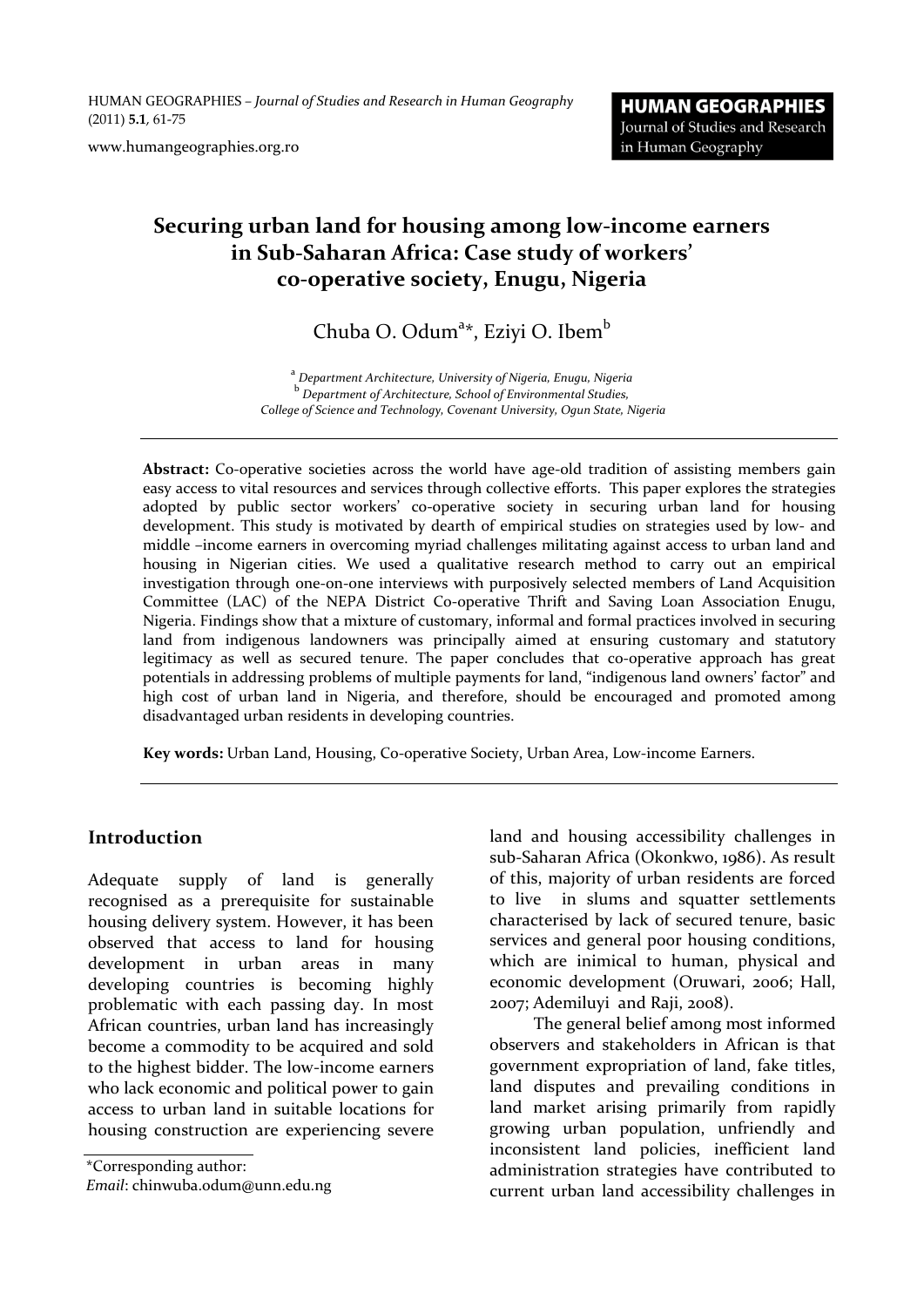# Securing urban land for housing among low-income earners in Sub-Saharan Africa: Case study of workers' co-operative society, Enugu, Nigeria

Chuba O. Odum[a]*, Eziyi O. Ibem[b]

[a] *Department Architecture, University of Nigeria, Enugu, Nigeria*
[b] *Department of Architecture, School of Environmental Studies, College of Science and Technology, Covenant University, Ogun State, Nigeria*

---

**Abstract:** Co-operative societies across the world have age-old tradition of assisting members gain easy access to vital resources and services through collective efforts. This paper explores the strategies adopted by public sector workers' co-operative society in securing urban land for housing development. This study is motivated by dearth of empirical studies on strategies used by low- and middle –income earners in overcoming myriad challenges militating against access to urban land and housing in Nigerian cities. We used a qualitative research method to carry out an empirical investigation through one-on-one interviews with purposively selected members of Land Acquisition Committee (LAC) of the NEPA District Co-operative Thrift and Saving Loan Association Enugu, Nigeria. Findings show that a mixture of customary, informal and formal practices involved in securing land from indigenous landowners was principally aimed at ensuring customary and statutory legitimacy as well as secured tenure. The paper concludes that co-operative approach has great potentials in addressing problems of multiple payments for land, "indigenous land owners' factor" and high cost of urban land in Nigeria, and therefore, should be encouraged and promoted among disadvantaged urban residents in developing countries.

**Key words:** Urban Land, Housing, Co-operative Society, Urban Area, Low-income Earners.

---

## Introduction

Adequate supply of land is generally recognised as a prerequisite for sustainable housing delivery system. However, it has been observed that access to land for housing development in urban areas in many developing countries is becoming highly problematic with each passing day. In most African countries, urban land has increasingly become a commodity to be acquired and sold to the highest bidder. The low-income earners who lack economic and political power to gain access to urban land in suitable locations for housing construction are experiencing severe land and housing accessibility challenges in sub-Saharan Africa (Okonkwo, 1986). As result of this, majority of urban residents are forced to live in slums and squatter settlements characterised by lack of secured tenure, basic services and general poor housing conditions, which are inimical to human, physical and economic development (Oruwari, 2006; Hall, 2007; Ademiluyi and Raji, 2008).

The general belief among most informed observers and stakeholders in African is that government expropriation of land, fake titles, land disputes and prevailing conditions in land market arising primarily from rapidly growing urban population, unfriendly and inconsistent land policies, inefficient land administration strategies have contributed to current urban land accessibility challenges in

---

*Corresponding author:
*Email*: chinwuba.odum@unn.edu.ng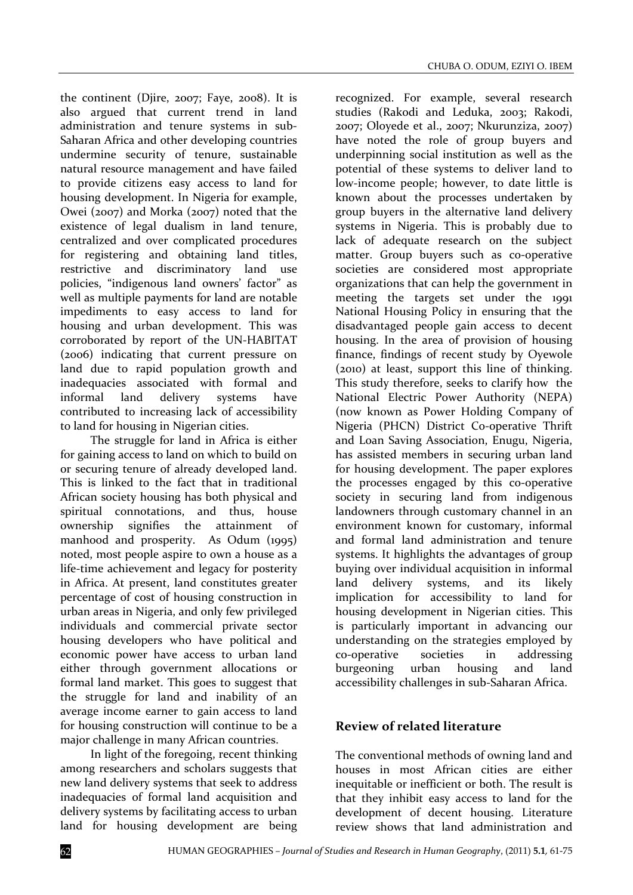the continent (Djire, 2007; Faye, 2008). It is also argued that current trend in land administration and tenure systems in sub-Saharan Africa and other developing countries undermine security of tenure, sustainable natural resource management and have failed to provide citizens easy access to land for housing development. In Nigeria for example, Owei (2007) and Morka (2007) noted that the existence of legal dualism in land tenure, centralized and over complicated procedures for registering and obtaining land titles, restrictive and discriminatory land use policies, "indigenous land owners' factor" as well as multiple payments for land are notable impediments to easy access to land for housing and urban development. This was corroborated by report of the UN-HABITAT (2006) indicating that current pressure on land due to rapid population growth and inadequacies associated with formal and informal land delivery systems have contributed to increasing lack of accessibility to land for housing in Nigerian cities.

The struggle for land in Africa is either for gaining access to land on which to build on or securing tenure of already developed land. This is linked to the fact that in traditional African society housing has both physical and spiritual connotations, and thus, house ownership signifies the attainment of manhood and prosperity. As Odum (1995) noted, most people aspire to own a house as a life-time achievement and legacy for posterity in Africa. At present, land constitutes greater percentage of cost of housing construction in urban areas in Nigeria, and only few privileged individuals and commercial private sector housing developers who have political and economic power have access to urban land either through government allocations or formal land market. This goes to suggest that the struggle for land and inability of an average income earner to gain access to land for housing construction will continue to be a major challenge in many African countries.

In light of the foregoing, recent thinking among researchers and scholars suggests that new land delivery systems that seek to address inadequacies of formal land acquisition and delivery systems by facilitating access to urban land for housing development are being recognized. For example, several research studies (Rakodi and Leduka, 2003; Rakodi, 2007; Oloyede et al., 2007; Nkurunziza, 2007) have noted the role of group buyers and underpinning social institution as well as the potential of these systems to deliver land to low-income people; however, to date little is known about the processes undertaken by group buyers in the alternative land delivery systems in Nigeria. This is probably due to lack of adequate research on the subject matter. Group buyers such as co-operative societies are considered most appropriate organizations that can help the government in meeting the targets set under the 1991 National Housing Policy in ensuring that the disadvantaged people gain access to decent housing. In the area of provision of housing finance, findings of recent study by Oyewole (2010) at least, support this line of thinking. This study therefore, seeks to clarify how the National Electric Power Authority (NEPA) (now known as Power Holding Company of Nigeria (PHCN) District Co-operative Thrift and Loan Saving Association, Enugu, Nigeria, has assisted members in securing urban land for housing development. The paper explores the processes engaged by this co-operative society in securing land from indigenous landowners through customary channel in an environment known for customary, informal and formal land administration and tenure systems. It highlights the advantages of group buying over individual acquisition in informal land delivery systems, and its likely implication for accessibility to land for housing development in Nigerian cities. This is particularly important in advancing our understanding on the strategies employed by co-operative societies in addressing burgeoning urban housing and land accessibility challenges in sub-Saharan Africa.

## Review of related literature

The conventional methods of owning land and houses in most African cities are either inequitable or inefficient or both. The result is that they inhibit easy access to land for the development of decent housing. Literature review shows that land administration and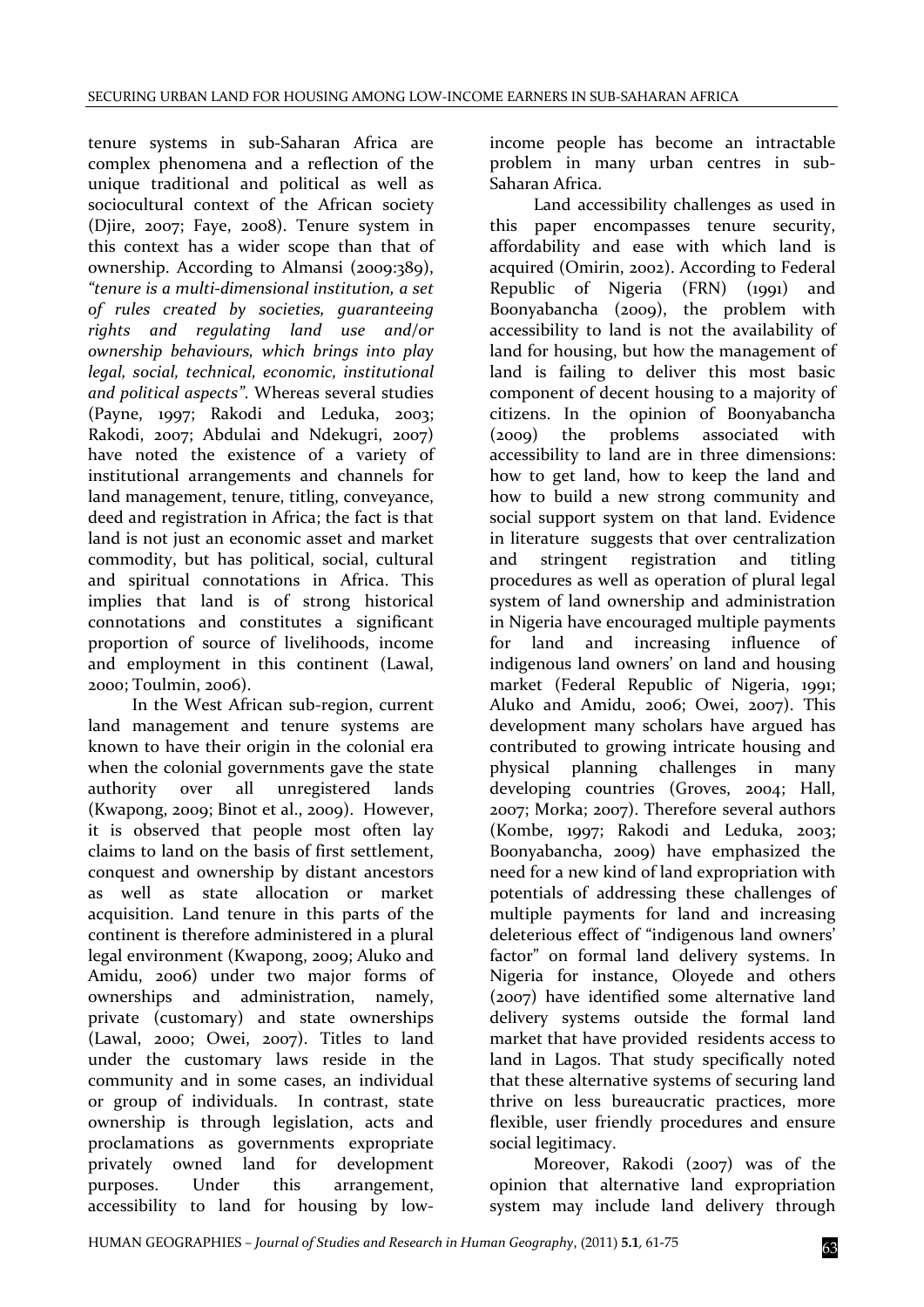tenure systems in sub-Saharan Africa are complex phenomena and a reflection of the unique traditional and political as well as sociocultural context of the African society (Djire, 2007; Faye, 2008). Tenure system in this context has a wider scope than that of ownership. According to Almansi (2009:389), *"tenure is a multi-dimensional institution, a set of rules created by societies, guaranteeing rights and regulating land use and/or ownership behaviours, which brings into play legal, social, technical, economic, institutional and political aspects"*. Whereas several studies (Payne, 1997; Rakodi and Leduka, 2003; Rakodi, 2007; Abdulai and Ndekugri, 2007) have noted the existence of a variety of institutional arrangements and channels for land management, tenure, titling, conveyance, deed and registration in Africa; the fact is that land is not just an economic asset and market commodity, but has political, social, cultural and spiritual connotations in Africa. This implies that land is of strong historical connotations and constitutes a significant proportion of source of livelihoods, income and employment in this continent (Lawal, 2000; Toulmin, 2006).

In the West African sub-region, current land management and tenure systems are known to have their origin in the colonial era when the colonial governments gave the state authority over all unregistered lands (Kwapong, 2009; Binot et al., 2009). However, it is observed that people most often lay claims to land on the basis of first settlement, conquest and ownership by distant ancestors as well as state allocation or market acquisition. Land tenure in this parts of the continent is therefore administered in a plural legal environment (Kwapong, 2009; Aluko and Amidu, 2006) under two major forms of ownerships and administration, namely, private (customary) and state ownerships (Lawal, 2000; Owei, 2007). Titles to land under the customary laws reside in the community and in some cases, an individual or group of individuals. In contrast, state ownership is through legislation, acts and proclamations as governments expropriate privately owned land for development purposes. Under this arrangement, accessibility to land for housing by low-income people has become an intractable problem in many urban centres in sub-Saharan Africa.

Land accessibility challenges as used in this paper encompasses tenure security, affordability and ease with which land is acquired (Omirin, 2002). According to Federal Republic of Nigeria (FRN) (1991) and Boonyabancha (2009), the problem with accessibility to land is not the availability of land for housing, but how the management of land is failing to deliver this most basic component of decent housing to a majority of citizens. In the opinion of Boonyabancha (2009) the problems associated with accessibility to land are in three dimensions: how to get land, how to keep the land and how to build a new strong community and social support system on that land. Evidence in literature suggests that over centralization and stringent registration and titling procedures as well as operation of plural legal system of land ownership and administration in Nigeria have encouraged multiple payments for land and increasing influence of indigenous land owners' on land and housing market (Federal Republic of Nigeria, 1991; Aluko and Amidu, 2006; Owei, 2007). This development many scholars have argued has contributed to growing intricate housing and physical planning challenges in many developing countries (Groves, 2004; Hall, 2007; Morka; 2007). Therefore several authors (Kombe, 1997; Rakodi and Leduka, 2003; Boonyabancha, 2009) have emphasized the need for a new kind of land expropriation with potentials of addressing these challenges of multiple payments for land and increasing deleterious effect of "indigenous land owners' factor" on formal land delivery systems. In Nigeria for instance, Oloyede and others (2007) have identified some alternative land delivery systems outside the formal land market that have provided residents access to land in Lagos. That study specifically noted that these alternative systems of securing land thrive on less bureaucratic practices, more flexible, user friendly procedures and ensure social legitimacy.

Moreover, Rakodi (2007) was of the opinion that alternative land expropriation system may include land delivery through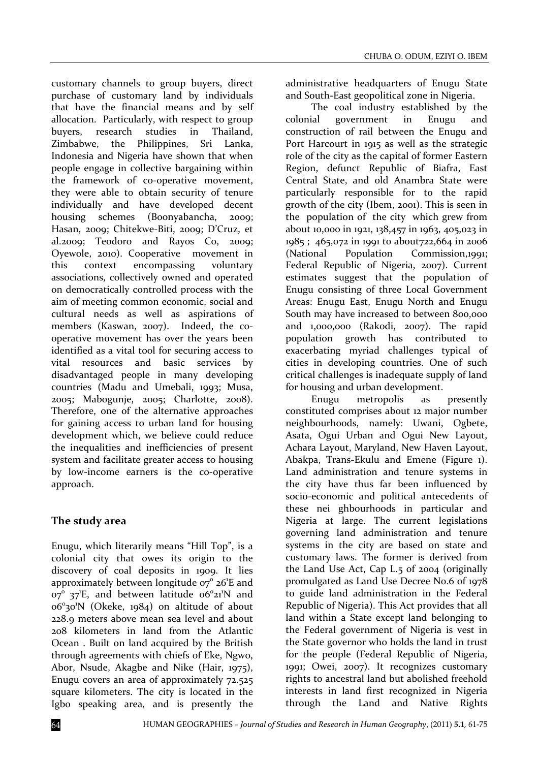customary channels to group buyers, direct purchase of customary land by individuals that have the financial means and by self allocation. Particularly, with respect to group buyers, research studies in Thailand, Zimbabwe, the Philippines, Sri Lanka, Indonesia and Nigeria have shown that when people engage in collective bargaining within the framework of co-operative movement, they were able to obtain security of tenure individually and have developed decent housing schemes (Boonyabancha, 2009; Hasan, 2009; Chitekwe-Biti, 2009; D'Cruz, et al.2009; Teodoro and Rayos Co, 2009; Oyewole, 2010). Cooperative movement in this context encompassing voluntary associations, collectively owned and operated on democratically controlled process with the aim of meeting common economic, social and cultural needs as well as aspirations of members (Kaswan, 2007). Indeed, the co-operative movement has over the years been identified as a vital tool for securing access to vital resources and basic services by disadvantaged people in many developing countries (Madu and Umebali, 1993; Musa, 2005; Mabogunje, 2005; Charlotte, 2008). Therefore, one of the alternative approaches for gaining access to urban land for housing development which, we believe could reduce the inequalities and inefficiencies of present system and facilitate greater access to housing by low-income earners is the co-operative approach.

## The study area

Enugu, which literarily means "Hill Top", is a colonial city that owes its origin to the discovery of coal deposits in 1909. It lies approximately between longitude 07° 26'E and 07° 37'E, and between latitude 06°21'N and 06°30'N (Okeke, 1984) on altitude of about 228.9 meters above mean sea level and about 208 kilometers in land from the Atlantic Ocean . Built on land acquired by the British through agreements with chiefs of Eke, Ngwo, Abor, Nsude, Akagbe and Nike (Hair, 1975), Enugu covers an area of approximately 72.525 square kilometers. The city is located in the Igbo speaking area, and is presently the administrative headquarters of Enugu State and South-East geopolitical zone in Nigeria.

The coal industry established by the colonial government in Enugu and construction of rail between the Enugu and Port Harcourt in 1915 as well as the strategic role of the city as the capital of former Eastern Region, defunct Republic of Biafra, East Central State, and old Anambra State were particularly responsible for to the rapid growth of the city (Ibem, 2001). This is seen in the population of the city which grew from about 10,000 in 1921, 138,457 in 1963, 405,023 in 1985 ; 465,072 in 1991 to about722,664 in 2006 (National Population Commission,1991; Federal Republic of Nigeria, 2007). Current estimates suggest that the population of Enugu consisting of three Local Government Areas: Enugu East, Enugu North and Enugu South may have increased to between 800,000 and 1,000,000 (Rakodi, 2007). The rapid population growth has contributed to exacerbating myriad challenges typical of cities in developing countries. One of such critical challenges is inadequate supply of land for housing and urban development.

Enugu metropolis as presently constituted comprises about 12 major number neighbourhoods, namely: Uwani, Ogbete, Asata, Ogui Urban and Ogui New Layout, Achara Layout, Maryland, New Haven Layout, Abakpa, Trans-Ekulu and Emene (Figure 1). Land administration and tenure systems in the city have thus far been influenced by socio-economic and political antecedents of these nei ghbourhoods in particular and Nigeria at large. The current legislations governing land administration and tenure systems in the city are based on state and customary laws. The former is derived from the Land Use Act, Cap L.5 of 2004 (originally promulgated as Land Use Decree No.6 of 1978 to guide land administration in the Federal Republic of Nigeria). This Act provides that all land within a State except land belonging to the Federal government of Nigeria is vest in the State governor who holds the land in trust for the people (Federal Republic of Nigeria, 1991; Owei, 2007). It recognizes customary rights to ancestral land but abolished freehold interests in land first recognized in Nigeria through the Land and Native Rights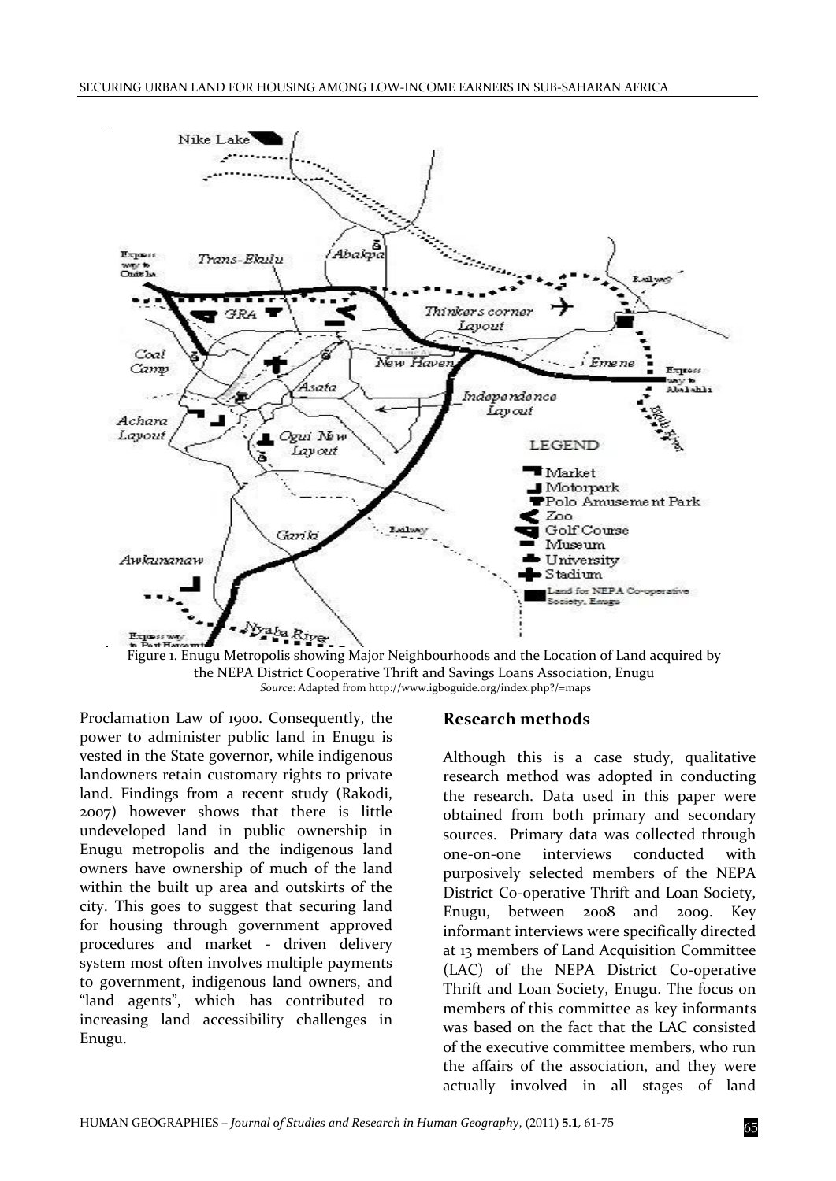Figure 1. Enugu Metropolis showing Major Neighbourhoods and the Location of Land acquired by the NEPA District Cooperative Thrift and Savings Loans Association, Enugu

*Source*: Adapted from http://www.igboguide.org/index.php?/=maps

Proclamation Law of 1900. Consequently, the power to administer public land in Enugu is vested in the State governor, while indigenous landowners retain customary rights to private land. Findings from a recent study (Rakodi, 2007) however shows that there is little undeveloped land in public ownership in Enugu metropolis and the indigenous land owners have ownership of much of the land within the built up area and outskirts of the city. This goes to suggest that securing land for housing through government approved procedures and market - driven delivery system most often involves multiple payments to government, indigenous land owners, and "land agents", which has contributed to increasing land accessibility challenges in Enugu.

## Research methods

Although this is a case study, qualitative research method was adopted in conducting the research. Data used in this paper were obtained from both primary and secondary sources. Primary data was collected through one-on-one interviews conducted with purposively selected members of the NEPA District Co-operative Thrift and Loan Society, Enugu, between 2008 and 2009. Key informant interviews were specifically directed at 13 members of Land Acquisition Committee (LAC) of the NEPA District Co-operative Thrift and Loan Society, Enugu. The focus on members of this committee as key informants was based on the fact that the LAC consisted of the executive committee members, who run the affairs of the association, and they were actually involved in all stages of land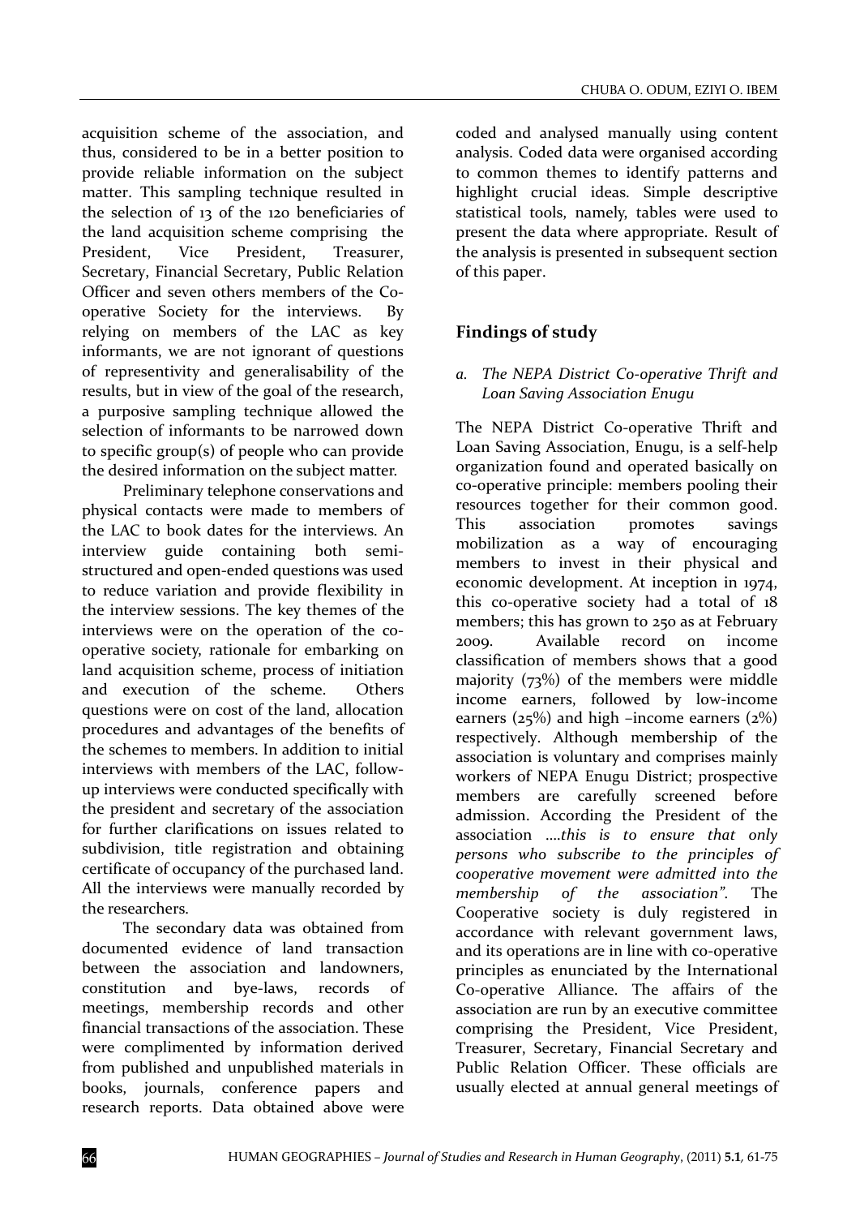acquisition scheme of the association, and thus, considered to be in a better position to provide reliable information on the subject matter. This sampling technique resulted in the selection of 13 of the 120 beneficiaries of the land acquisition scheme comprising the President, Vice President, Treasurer, Secretary, Financial Secretary, Public Relation Officer and seven others members of the Co-operative Society for the interviews. By relying on members of the LAC as key informants, we are not ignorant of questions of representivity and generalisability of the results, but in view of the goal of the research, a purposive sampling technique allowed the selection of informants to be narrowed down to specific group(s) of people who can provide the desired information on the subject matter.

Preliminary telephone conservations and physical contacts were made to members of the LAC to book dates for the interviews. An interview guide containing both semi-structured and open-ended questions was used to reduce variation and provide flexibility in the interview sessions. The key themes of the interviews were on the operation of the co-operative society, rationale for embarking on land acquisition scheme, process of initiation and execution of the scheme. Others questions were on cost of the land, allocation procedures and advantages of the benefits of the schemes to members. In addition to initial interviews with members of the LAC, follow-up interviews were conducted specifically with the president and secretary of the association for further clarifications on issues related to subdivision, title registration and obtaining certificate of occupancy of the purchased land. All the interviews were manually recorded by the researchers.

The secondary data was obtained from documented evidence of land transaction between the association and landowners, constitution and bye-laws, records of meetings, membership records and other financial transactions of the association. These were complimented by information derived from published and unpublished materials in books, journals, conference papers and research reports. Data obtained above were coded and analysed manually using content analysis. Coded data were organised according to common themes to identify patterns and highlight crucial ideas. Simple descriptive statistical tools, namely, tables were used to present the data where appropriate. Result of the analysis is presented in subsequent section of this paper.

## Findings of study

### *a. The NEPA District Co-operative Thrift and Loan Saving Association Enugu*

The NEPA District Co-operative Thrift and Loan Saving Association, Enugu, is a self-help organization found and operated basically on co-operative principle: members pooling their resources together for their common good. This association promotes savings mobilization as a way of encouraging members to invest in their physical and economic development. At inception in 1974, this co-operative society had a total of 18 members; this has grown to 250 as at February 2009. Available record on income classification of members shows that a good majority (73%) of the members were middle income earners, followed by low-income earners (25%) and high –income earners (2%) respectively. Although membership of the association is voluntary and comprises mainly workers of NEPA Enugu District; prospective members are carefully screened before admission. According the President of the association *….this is to ensure that only persons who subscribe to the principles of cooperative movement were admitted into the membership of the association".* The Cooperative society is duly registered in accordance with relevant government laws, and its operations are in line with co-operative principles as enunciated by the International Co-operative Alliance. The affairs of the association are run by an executive committee comprising the President, Vice President, Treasurer, Secretary, Financial Secretary and Public Relation Officer. These officials are usually elected at annual general meetings of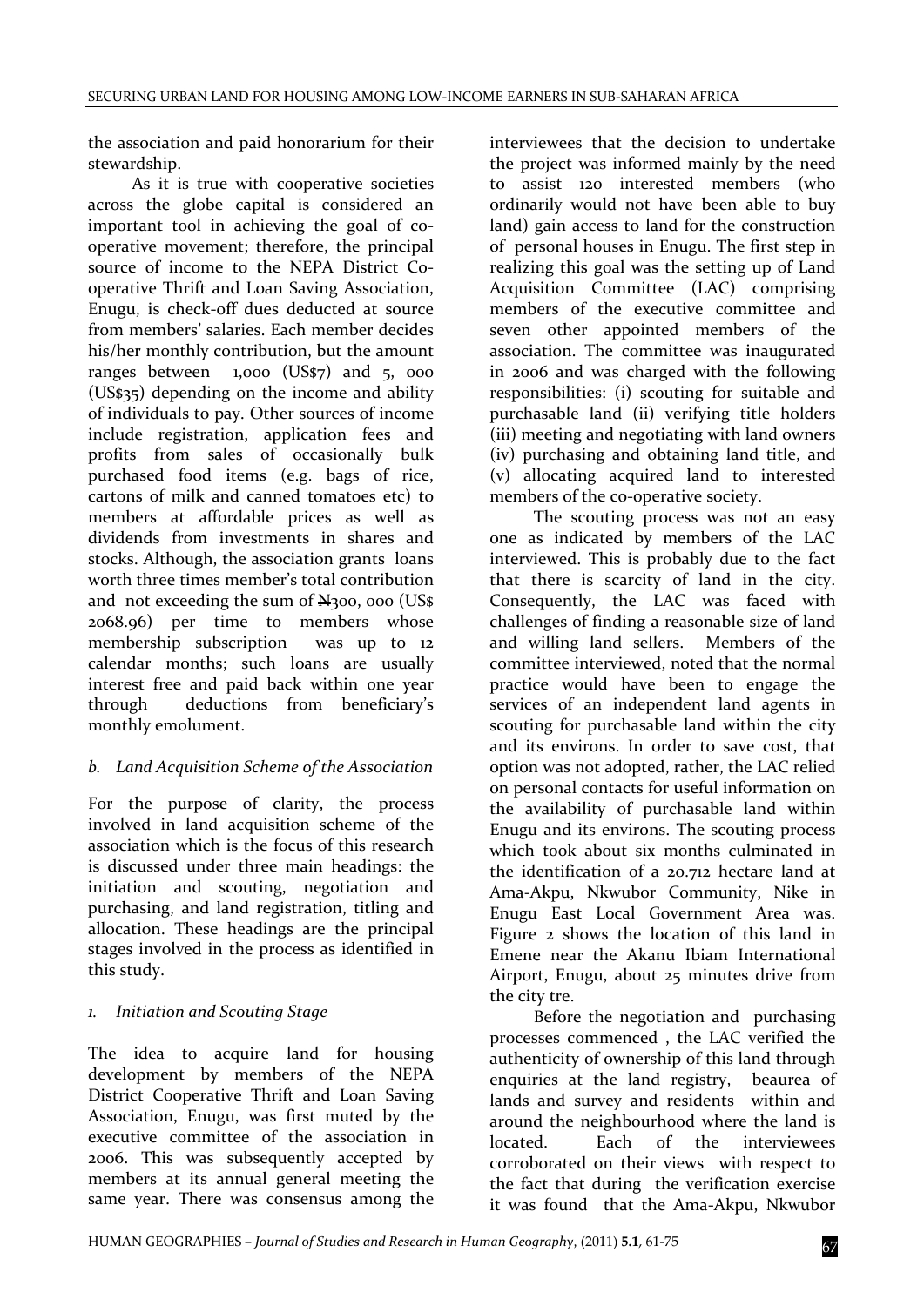the association and paid honorarium for their stewardship.

As it is true with cooperative societies across the globe capital is considered an important tool in achieving the goal of co-operative movement; therefore, the principal source of income to the NEPA District Co-operative Thrift and Loan Saving Association, Enugu, is check-off dues deducted at source from members' salaries. Each member decides his/her monthly contribution, but the amount ranges between 1,000 (US$7) and 5, 000 (US$35) depending on the income and ability of individuals to pay. Other sources of income include registration, application fees and profits from sales of occasionally bulk purchased food items (e.g. bags of rice, cartons of milk and canned tomatoes etc) to members at affordable prices as well as dividends from investments in shares and stocks. Although, the association grants loans worth three times member's total contribution and not exceeding the sum of ₦300, 000 (US$ 2068.96) per time to members whose membership subscription was up to 12 calendar months; such loans are usually interest free and paid back within one year through deductions from beneficiary's monthly emolument.

### *b. Land Acquisition Scheme of the Association*

For the purpose of clarity, the process involved in land acquisition scheme of the association which is the focus of this research is discussed under three main headings: the initiation and scouting, negotiation and purchasing, and land registration, titling and allocation. These headings are the principal stages involved in the process as identified in this study.

#### *1. Initiation and Scouting Stage*

The idea to acquire land for housing development by members of the NEPA District Cooperative Thrift and Loan Saving Association, Enugu, was first muted by the executive committee of the association in 2006. This was subsequently accepted by members at its annual general meeting the same year. There was consensus among the interviewees that the decision to undertake the project was informed mainly by the need to assist 120 interested members (who ordinarily would not have been able to buy land) gain access to land for the construction of personal houses in Enugu. The first step in realizing this goal was the setting up of Land Acquisition Committee (LAC) comprising members of the executive committee and seven other appointed members of the association. The committee was inaugurated in 2006 and was charged with the following responsibilities: (i) scouting for suitable and purchasable land (ii) verifying title holders (iii) meeting and negotiating with land owners (iv) purchasing and obtaining land title, and (v) allocating acquired land to interested members of the co-operative society.

The scouting process was not an easy one as indicated by members of the LAC interviewed. This is probably due to the fact that there is scarcity of land in the city. Consequently, the LAC was faced with challenges of finding a reasonable size of land and willing land sellers. Members of the committee interviewed, noted that the normal practice would have been to engage the services of an independent land agents in scouting for purchasable land within the city and its environs. In order to save cost, that option was not adopted, rather, the LAC relied on personal contacts for useful information on the availability of purchasable land within Enugu and its environs. The scouting process which took about six months culminated in the identification of a 20.712 hectare land at Ama-Akpu, Nkwubor Community, Nike in Enugu East Local Government Area was. Figure 2 shows the location of this land in Emene near the Akanu Ibiam International Airport, Enugu, about 25 minutes drive from the city tre.

Before the negotiation and purchasing processes commenced , the LAC verified the authenticity of ownership of this land through enquiries at the land registry, beaurea of lands and survey and residents within and around the neighbourhood where the land is located. Each of the interviewees corroborated on their views with respect to the fact that during the verification exercise it was found that the Ama-Akpu, Nkwubor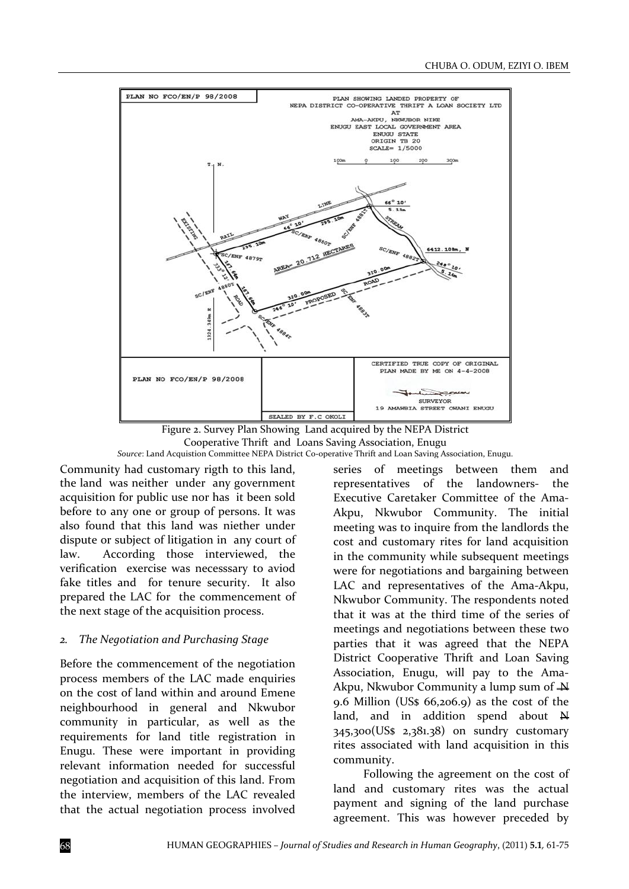Figure 2. Survey Plan Showing Land acquired by the NEPA District Cooperative Thrift and Loans Saving Association, Enugu

*Source*: Land Acquistion Committee NEPA District Co-operative Thrift and Loan Saving Association, Enugu.

Community had customary rigth to this land, the land was neither under any government acquisition for public use nor has it been sold before to any one or group of persons. It was also found that this land was niether under dispute or subject of litigation in any court of law. According those interviewed, the verification exercise was necesssary to aviod fake titles and for tenure security. It also prepared the LAC for the commencement of the next stage of the acquisition process.

*2. The Negotiation and Purchasing Stage*

Before the commencement of the negotiation process members of the LAC made enquiries on the cost of land within and around Emene neighbourhood in general and Nkwubor community in particular, as well as the requirements for land title registration in Enugu. These were important in providing relevant information needed for successful negotiation and acquisition of this land. From the interview, members of the LAC revealed that the actual negotiation process involved series of meetings between them and representatives of the landowners- the Executive Caretaker Committee of the Ama-Akpu, Nkwubor Community. The initial meeting was to inquire from the landlords the cost and customary rites for land acquisition in the community while subsequent meetings were for negotiations and bargaining between LAC and representatives of the Ama-Akpu, Nkwubor Community. The respondents noted that it was at the third time of the series of meetings and negotiations between these two parties that it was agreed that the NEPA District Cooperative Thrift and Loan Saving Association, Enugu, will pay to the Ama-Akpu, Nkwubor Community a lump sum of ₦ 9.6 Million (US$ 66,206.9) as the cost of the land, and in addition spend about ₦ 345,300(US$ 2,381.38) on sundry customary rites associated with land acquisition in this community.

Following the agreement on the cost of land and customary rites was the actual payment and signing of the land purchase agreement. This was however preceded by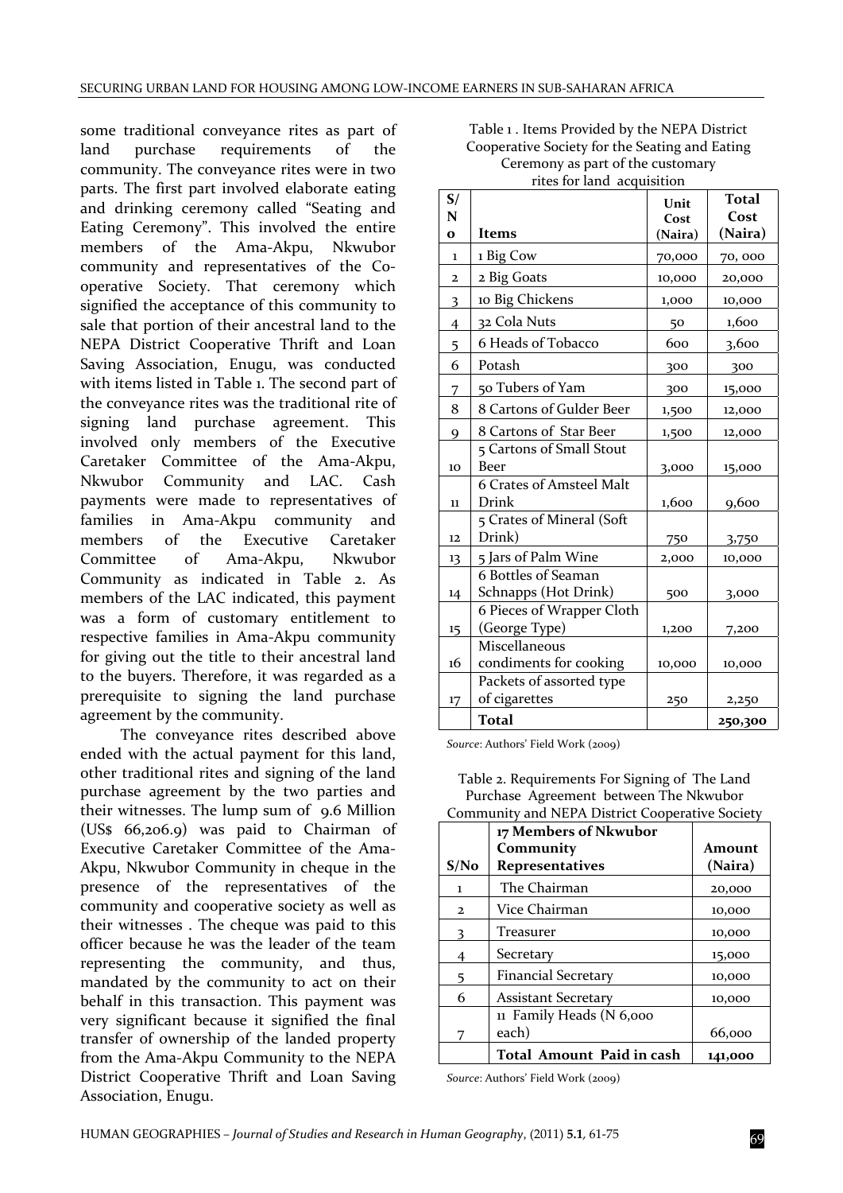some traditional conveyance rites as part of land purchase requirements of the community. The conveyance rites were in two parts. The first part involved elaborate eating and drinking ceremony called "Seating and Eating Ceremony". This involved the entire members of the Ama-Akpu, Nkwubor community and representatives of the Co-operative Society. That ceremony which signified the acceptance of this community to sale that portion of their ancestral land to the NEPA District Cooperative Thrift and Loan Saving Association, Enugu, was conducted with items listed in Table 1. The second part of the conveyance rites was the traditional rite of signing land purchase agreement. This involved only members of the Executive Caretaker Committee of the Ama-Akpu, Nkwubor Community and LAC. Cash payments were made to representatives of families in Ama-Akpu community and members of the Executive Caretaker Committee of Ama-Akpu, Nkwubor Community as indicated in Table 2. As members of the LAC indicated, this payment was a form of customary entitlement to respective families in Ama-Akpu community for giving out the title to their ancestral land to the buyers. Therefore, it was regarded as a prerequisite to signing the land purchase agreement by the community.

The conveyance rites described above ended with the actual payment for this land, other traditional rites and signing of the land purchase agreement by the two parties and their witnesses. The lump sum of 9.6 Million (US$ 66,206.9) was paid to Chairman of Executive Caretaker Committee of the Ama-Akpu, Nkwubor Community in cheque in the presence of the representatives of the community and cooperative society as well as their witnesses . The cheque was paid to this officer because he was the leader of the team representing the community, and thus, mandated by the community to act on their behalf in this transaction. This payment was very significant because it signified the final transfer of ownership of the landed property from the Ama-Akpu Community to the NEPA District Cooperative Thrift and Loan Saving Association, Enugu.

Table 1 . Items Provided by the NEPA District Cooperative Society for the Seating and Eating Ceremony as part of the customary rites for land acquisition

| S/No | Items | Unit Cost (Naira) | Total Cost (Naira) |
|---|---|---|---|
| 1 | 1 Big Cow | 70,000 | 70, 000 |
| 2 | 2 Big Goats | 10,000 | 20,000 |
| 3 | 10 Big Chickens | 1,000 | 10,000 |
| 4 | 32 Cola Nuts | 50 | 1,600 |
| 5 | 6 Heads of Tobacco | 600 | 3,600 |
| 6 | Potash | 300 | 300 |
| 7 | 50 Tubers of Yam | 300 | 15,000 |
| 8 | 8 Cartons of Gulder Beer | 1,500 | 12,000 |
| 9 | 8 Cartons of Star Beer | 1,500 | 12,000 |
| 10 | 5 Cartons of Small Stout Beer | 3,000 | 15,000 |
| 11 | 6 Crates of Amsteel Malt Drink | 1,600 | 9,600 |
| 12 | 5 Crates of Mineral (Soft Drink) | 750 | 3,750 |
| 13 | 5 Jars of Palm Wine | 2,000 | 10,000 |
| 14 | 6 Bottles of Seaman Schnapps (Hot Drink) | 500 | 3,000 |
| 15 | 6 Pieces of Wrapper Cloth (George Type) | 1,200 | 7,200 |
| 16 | Miscellaneous condiments for cooking | 10,000 | 10,000 |
| 17 | Packets of assorted type of cigarettes | 250 | 2,250 |
| | **Total** | | **250,300** |

*Source*: Authors' Field Work (2009)

Table 2. Requirements For Signing of The Land Purchase Agreement between The Nkwubor Community and NEPA District Cooperative Society

| S/No | 17 Members of Nkwubor Community Representatives | Amount (Naira) |
|---|---|---|
| 1 | The Chairman | 20,000 |
| 2 | Vice Chairman | 10,000 |
| 3 | Treasurer | 10,000 |
| 4 | Secretary | 15,000 |
| 5 | Financial Secretary | 10,000 |
| 6 | Assistant Secretary | 10,000 |
| 7 | 11 Family Heads (N 6,000 each) | 66,000 |
| | **Total Amount Paid in cash** | **141,000** |

*Source*: Authors' Field Work (2009)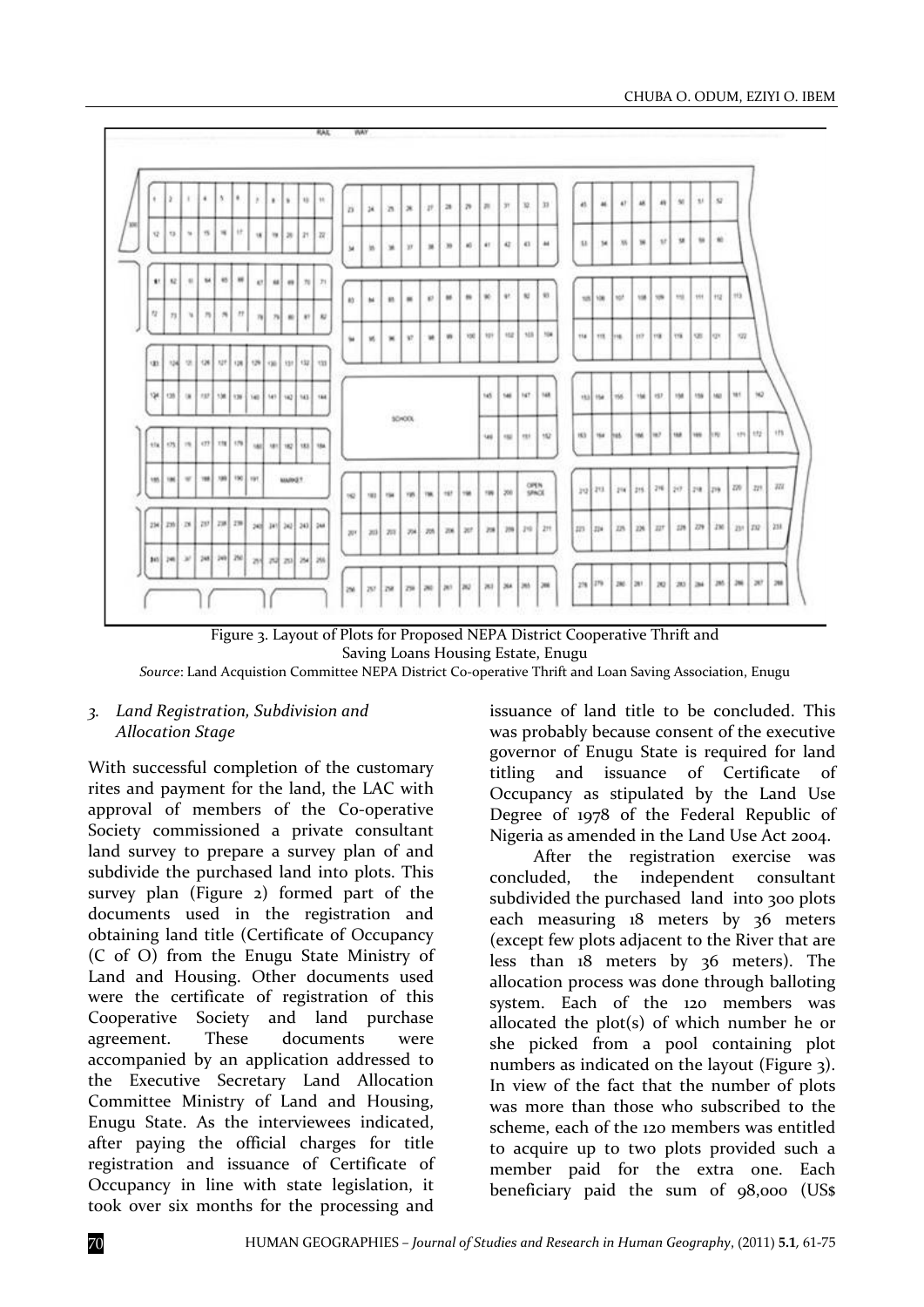Figure 3. Layout of Plots for Proposed NEPA District Cooperative Thrift and Saving Loans Housing Estate, Enugu

*Source*: Land Acquistion Committee NEPA District Co-operative Thrift and Loan Saving Association, Enugu

### *3. Land Registration, Subdivision and Allocation Stage*

With successful completion of the customary rites and payment for the land, the LAC with approval of members of the Co-operative Society commissioned a private consultant land survey to prepare a survey plan of and subdivide the purchased land into plots. This survey plan (Figure 2) formed part of the documents used in the registration and obtaining land title (Certificate of Occupancy (C of O) from the Enugu State Ministry of Land and Housing. Other documents used were the certificate of registration of this Cooperative Society and land purchase agreement. These documents were accompanied by an application addressed to the Executive Secretary Land Allocation Committee Ministry of Land and Housing, Enugu State. As the interviewees indicated, after paying the official charges for title registration and issuance of Certificate of Occupancy in line with state legislation, it took over six months for the processing and issuance of land title to be concluded. This was probably because consent of the executive governor of Enugu State is required for land titling and issuance of Certificate of Occupancy as stipulated by the Land Use Degree of 1978 of the Federal Republic of Nigeria as amended in the Land Use Act 2004.

After the registration exercise was concluded, the independent consultant subdivided the purchased land into 300 plots each measuring 18 meters by 36 meters (except few plots adjacent to the River that are less than 18 meters by 36 meters). The allocation process was done through balloting system. Each of the 120 members was allocated the plot(s) of which number he or she picked from a pool containing plot numbers as indicated on the layout (Figure 3). In view of the fact that the number of plots was more than those who subscribed to the scheme, each of the 120 members was entitled to acquire up to two plots provided such a member paid for the extra one. Each beneficiary paid the sum of 98,000 (US$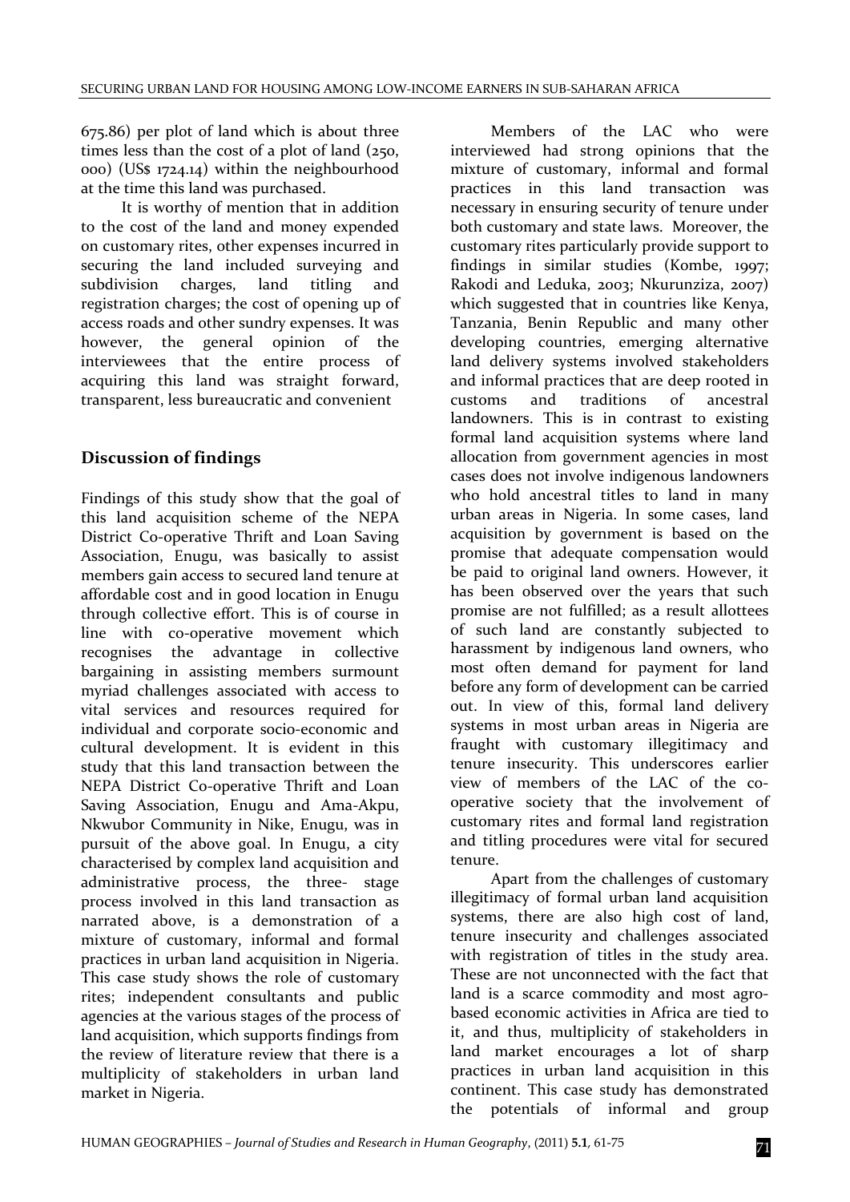675.86) per plot of land which is about three times less than the cost of a plot of land (250, 000) (US$ 1724.14) within the neighbourhood at the time this land was purchased.

It is worthy of mention that in addition to the cost of the land and money expended on customary rites, other expenses incurred in securing the land included surveying and subdivision charges, land titling and registration charges; the cost of opening up of access roads and other sundry expenses. It was however, the general opinion of the interviewees that the entire process of acquiring this land was straight forward, transparent, less bureaucratic and convenient

## Discussion of findings

Findings of this study show that the goal of this land acquisition scheme of the NEPA District Co-operative Thrift and Loan Saving Association, Enugu, was basically to assist members gain access to secured land tenure at affordable cost and in good location in Enugu through collective effort. This is of course in line with co-operative movement which recognises the advantage in collective bargaining in assisting members surmount myriad challenges associated with access to vital services and resources required for individual and corporate socio-economic and cultural development. It is evident in this study that this land transaction between the NEPA District Co-operative Thrift and Loan Saving Association, Enugu and Ama-Akpu, Nkwubor Community in Nike, Enugu, was in pursuit of the above goal. In Enugu, a city characterised by complex land acquisition and administrative process, the three- stage process involved in this land transaction as narrated above, is a demonstration of a mixture of customary, informal and formal practices in urban land acquisition in Nigeria. This case study shows the role of customary rites; independent consultants and public agencies at the various stages of the process of land acquisition, which supports findings from the review of literature review that there is a multiplicity of stakeholders in urban land market in Nigeria.

Members of the LAC who were interviewed had strong opinions that the mixture of customary, informal and formal practices in this land transaction was necessary in ensuring security of tenure under both customary and state laws. Moreover, the customary rites particularly provide support to findings in similar studies (Kombe, 1997; Rakodi and Leduka, 2003; Nkurunziza, 2007) which suggested that in countries like Kenya, Tanzania, Benin Republic and many other developing countries, emerging alternative land delivery systems involved stakeholders and informal practices that are deep rooted in customs and traditions of ancestral landowners. This is in contrast to existing formal land acquisition systems where land allocation from government agencies in most cases does not involve indigenous landowners who hold ancestral titles to land in many urban areas in Nigeria. In some cases, land acquisition by government is based on the promise that adequate compensation would be paid to original land owners. However, it has been observed over the years that such promise are not fulfilled; as a result allottees of such land are constantly subjected to harassment by indigenous land owners, who most often demand for payment for land before any form of development can be carried out. In view of this, formal land delivery systems in most urban areas in Nigeria are fraught with customary illegitimacy and tenure insecurity. This underscores earlier view of members of the LAC of the co-operative society that the involvement of customary rites and formal land registration and titling procedures were vital for secured tenure.

Apart from the challenges of customary illegitimacy of formal urban land acquisition systems, there are also high cost of land, tenure insecurity and challenges associated with registration of titles in the study area. These are not unconnected with the fact that land is a scarce commodity and most agro-based economic activities in Africa are tied to it, and thus, multiplicity of stakeholders in land market encourages a lot of sharp practices in urban land acquisition in this continent. This case study has demonstrated the potentials of informal and group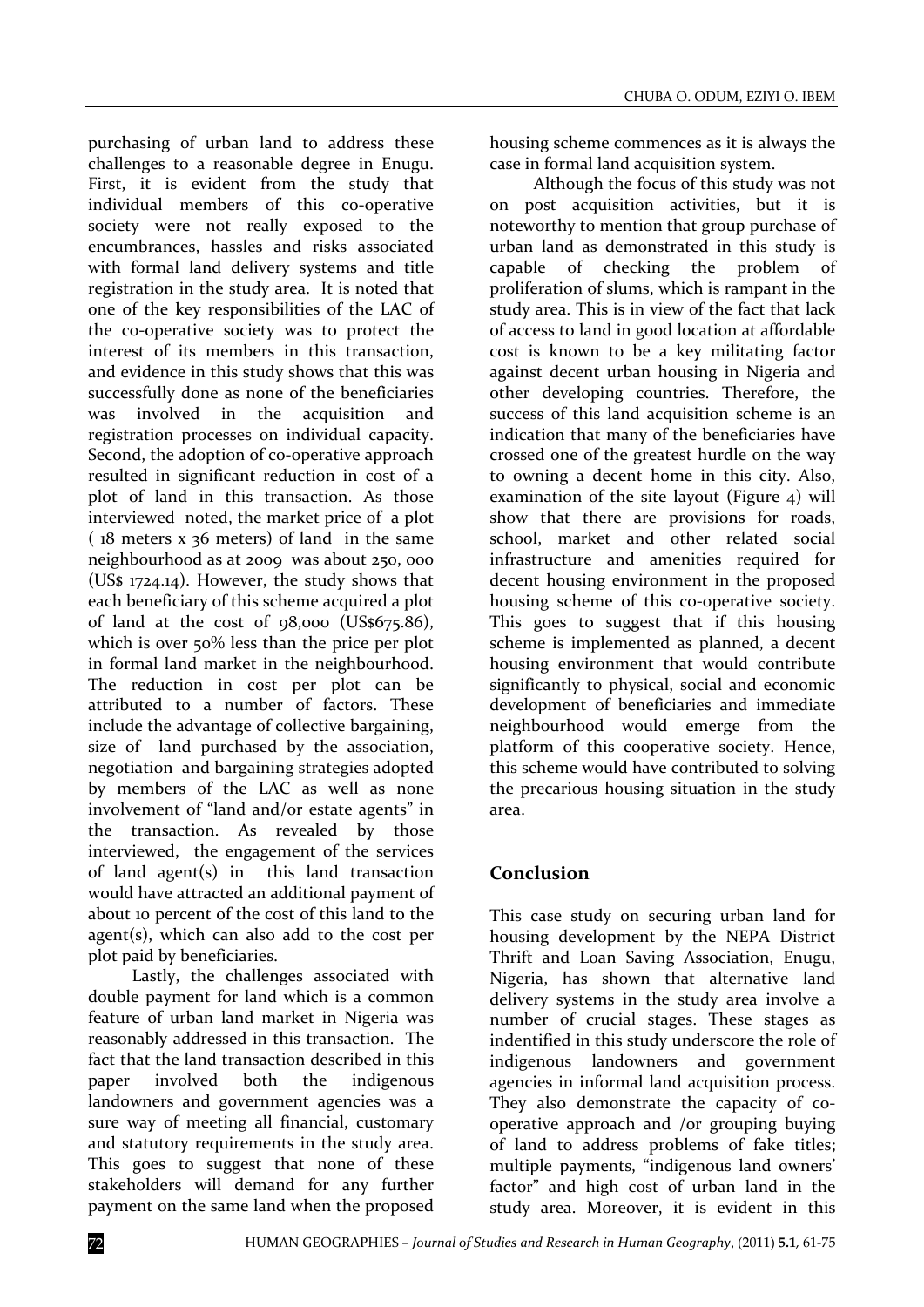purchasing of urban land to address these challenges to a reasonable degree in Enugu. First, it is evident from the study that individual members of this co-operative society were not really exposed to the encumbrances, hassles and risks associated with formal land delivery systems and title registration in the study area. It is noted that one of the key responsibilities of the LAC of the co-operative society was to protect the interest of its members in this transaction, and evidence in this study shows that this was successfully done as none of the beneficiaries was involved in the acquisition and registration processes on individual capacity. Second, the adoption of co-operative approach resulted in significant reduction in cost of a plot of land in this transaction. As those interviewed noted, the market price of a plot ( 18 meters x 36 meters) of land in the same neighbourhood as at 2009 was about 250, 000 (US$ 1724.14). However, the study shows that each beneficiary of this scheme acquired a plot of land at the cost of 98,000 (US$675.86), which is over 50% less than the price per plot in formal land market in the neighbourhood. The reduction in cost per plot can be attributed to a number of factors. These include the advantage of collective bargaining, size of land purchased by the association, negotiation and bargaining strategies adopted by members of the LAC as well as none involvement of "land and/or estate agents" in the transaction. As revealed by those interviewed, the engagement of the services of land agent(s) in this land transaction would have attracted an additional payment of about 10 percent of the cost of this land to the agent(s), which can also add to the cost per plot paid by beneficiaries.

Lastly, the challenges associated with double payment for land which is a common feature of urban land market in Nigeria was reasonably addressed in this transaction. The fact that the land transaction described in this paper involved both the indigenous landowners and government agencies was a sure way of meeting all financial, customary and statutory requirements in the study area. This goes to suggest that none of these stakeholders will demand for any further payment on the same land when the proposed housing scheme commences as it is always the case in formal land acquisition system.

Although the focus of this study was not on post acquisition activities, but it is noteworthy to mention that group purchase of urban land as demonstrated in this study is capable of checking the problem of proliferation of slums, which is rampant in the study area. This is in view of the fact that lack of access to land in good location at affordable cost is known to be a key militating factor against decent urban housing in Nigeria and other developing countries. Therefore, the success of this land acquisition scheme is an indication that many of the beneficiaries have crossed one of the greatest hurdle on the way to owning a decent home in this city. Also, examination of the site layout (Figure 4) will show that there are provisions for roads, school, market and other related social infrastructure and amenities required for decent housing environment in the proposed housing scheme of this co-operative society. This goes to suggest that if this housing scheme is implemented as planned, a decent housing environment that would contribute significantly to physical, social and economic development of beneficiaries and immediate neighbourhood would emerge from the platform of this cooperative society. Hence, this scheme would have contributed to solving the precarious housing situation in the study area.

## Conclusion

This case study on securing urban land for housing development by the NEPA District Thrift and Loan Saving Association, Enugu, Nigeria, has shown that alternative land delivery systems in the study area involve a number of crucial stages. These stages as indentified in this study underscore the role of indigenous landowners and government agencies in informal land acquisition process. They also demonstrate the capacity of co-operative approach and /or grouping buying of land to address problems of fake titles; multiple payments, "indigenous land owners' factor" and high cost of urban land in the study area. Moreover, it is evident in this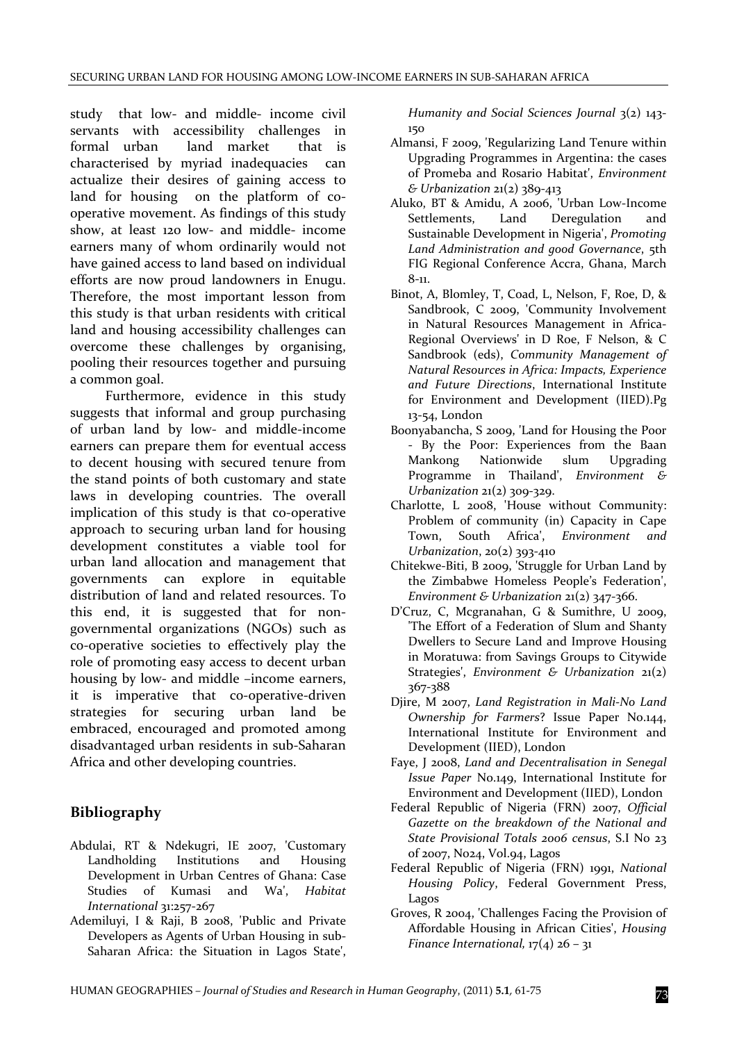study that low- and middle- income civil servants with accessibility challenges in formal urban land market that is characterised by myriad inadequacies can actualize their desires of gaining access to land for housing on the platform of co-operative movement. As findings of this study show, at least 120 low- and middle- income earners many of whom ordinarily would not have gained access to land based on individual efforts are now proud landowners in Enugu. Therefore, the most important lesson from this study is that urban residents with critical land and housing accessibility challenges can overcome these challenges by organising, pooling their resources together and pursuing a common goal.

Furthermore, evidence in this study suggests that informal and group purchasing of urban land by low- and middle-income earners can prepare them for eventual access to decent housing with secured tenure from the stand points of both customary and state laws in developing countries. The overall implication of this study is that co-operative approach to securing urban land for housing development constitutes a viable tool for urban land allocation and management that governments can explore in equitable distribution of land and related resources. To this end, it is suggested that for non-governmental organizations (NGOs) such as co-operative societies to effectively play the role of promoting easy access to decent urban housing by low- and middle –income earners, it is imperative that co-operative-driven strategies for securing urban land be embraced, encouraged and promoted among disadvantaged urban residents in sub-Saharan Africa and other developing countries.

## Bibliography

Abdulai, RT & Ndekugri, IE 2007, 'Customary Landholding Institutions and Housing Development in Urban Centres of Ghana: Case Studies of Kumasi and Wa', *Habitat International* 31:257-267

Ademiluyi, I & Raji, B 2008, 'Public and Private Developers as Agents of Urban Housing in sub-Saharan Africa: the Situation in Lagos State', *Humanity and Social Sciences Journal* 3(2) 143-150

Almansi, F 2009, 'Regularizing Land Tenure within Upgrading Programmes in Argentina: the cases of Promeba and Rosario Habitat', *Environment & Urbanization* 21(2) 389-413

Aluko, BT & Amidu, A 2006, 'Urban Low-Income Settlements, Land Deregulation and Sustainable Development in Nigeria', *Promoting Land Administration and good Governance*, 5th FIG Regional Conference Accra, Ghana, March 8-11.

Binot, A, Blomley, T, Coad, L, Nelson, F, Roe, D, & Sandbrook, C 2009, 'Community Involvement in Natural Resources Management in Africa-Regional Overviews' in D Roe, F Nelson, & C Sandbrook (eds), *Community Management of Natural Resources in Africa: Impacts, Experience and Future Directions*, International Institute for Environment and Development (IIED).Pg 13-54, London

Boonyabancha, S 2009, 'Land for Housing the Poor - By the Poor: Experiences from the Baan Mankong Nationwide slum Upgrading Programme in Thailand', *Environment & Urbanization* 21(2) 309-329.

Charlotte, L 2008, 'House without Community: Problem of community (in) Capacity in Cape Town, South Africa', *Environment and Urbanization*, 20(2) 393-410

Chitekwe-Biti, B 2009, 'Struggle for Urban Land by the Zimbabwe Homeless People's Federation', *Environment & Urbanization* 21(2) 347-366.

D'Cruz, C, Mcgranahan, G & Sumithre, U 2009, 'The Effort of a Federation of Slum and Shanty Dwellers to Secure Land and Improve Housing in Moratuwa: from Savings Groups to Citywide Strategies', *Environment & Urbanization* 21(2) 367-388

Djire, M 2007, *Land Registration in Mali-No Land Ownership for Farmers*? Issue Paper No.144, International Institute for Environment and Development (IIED), London

Faye, J 2008, *Land and Decentralisation in Senegal Issue Paper* No.149, International Institute for Environment and Development (IIED), London

Federal Republic of Nigeria (FRN) 2007, *Official Gazette on the breakdown of the National and State Provisional Totals 2006 census*, S.I No 23 of 2007, No24, Vol.94, Lagos

Federal Republic of Nigeria (FRN) 1991, *National Housing Policy*, Federal Government Press, Lagos

Groves, R 2004, 'Challenges Facing the Provision of Affordable Housing in African Cities', *Housing Finance International,* 17(4) 26 – 31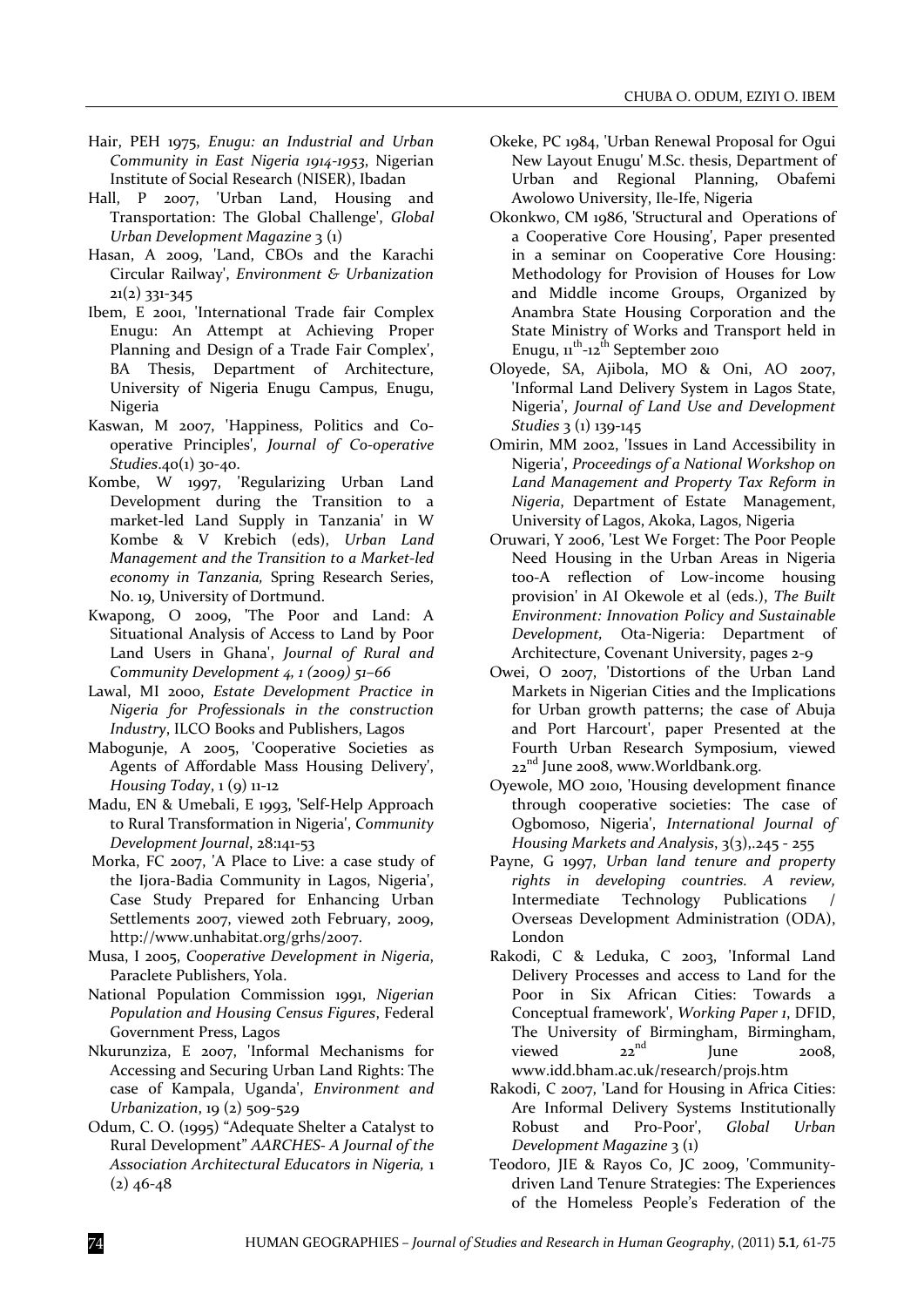Hair, PEH 1975, *Enugu: an Industrial and Urban Community in East Nigeria 1914-1953*, Nigerian Institute of Social Research (NISER), Ibadan

Hall, P 2007, 'Urban Land, Housing and Transportation: The Global Challenge', *Global Urban Development Magazine* 3 (1)

Hasan, A 2009, 'Land, CBOs and the Karachi Circular Railway', *Environment & Urbanization* 21(2) 331-345

Ibem, E 2001, 'International Trade fair Complex Enugu: An Attempt at Achieving Proper Planning and Design of a Trade Fair Complex', BA Thesis, Department of Architecture, University of Nigeria Enugu Campus, Enugu, Nigeria

Kaswan, M 2007, 'Happiness, Politics and Co-operative Principles', *Journal of Co-operative Studies*.40(1) 30-40.

Kombe, W 1997, 'Regularizing Urban Land Development during the Transition to a market-led Land Supply in Tanzania' in W Kombe & V Krebich (eds), *Urban Land Management and the Transition to a Market-led economy in Tanzania,* Spring Research Series, No. 19, University of Dortmund.

Kwapong, O 2009, 'The Poor and Land: A Situational Analysis of Access to Land by Poor Land Users in Ghana', *Journal of Rural and Community Development 4, 1 (2009) 51–66*

Lawal, MI 2000, *Estate Development Practice in Nigeria for Professionals in the construction Industry*, ILCO Books and Publishers, Lagos

Mabogunje, A 2005, 'Cooperative Societies as Agents of Affordable Mass Housing Delivery', *Housing Today*, 1 (9) 11-12

Madu, EN & Umebali, E 1993, 'Self-Help Approach to Rural Transformation in Nigeria', *Community Development Journal*, 28:141-53

Morka, FC 2007, 'A Place to Live: a case study of the Ijora-Badia Community in Lagos, Nigeria', Case Study Prepared for Enhancing Urban Settlements 2007, viewed 20th February, 2009, http://www.unhabitat.org/grhs/2007.

Musa, I 2005, *Cooperative Development in Nigeria*, Paraclete Publishers, Yola.

National Population Commission 1991, *Nigerian Population and Housing Census Figures*, Federal Government Press, Lagos

Nkurunziza, E 2007, 'Informal Mechanisms for Accessing and Securing Urban Land Rights: The case of Kampala, Uganda', *Environment and Urbanization*, 19 (2) 509-529

Odum, C. O. (1995) "Adequate Shelter a Catalyst to Rural Development" *AARCHES- A Journal of the Association Architectural Educators in Nigeria,* 1 (2) 46-48

Okeke, PC 1984, 'Urban Renewal Proposal for Ogui New Layout Enugu' M.Sc. thesis, Department of Urban and Regional Planning, Obafemi Awolowo University, Ile-Ife, Nigeria

Okonkwo, CM 1986, 'Structural and Operations of a Cooperative Core Housing', Paper presented in a seminar on Cooperative Core Housing: Methodology for Provision of Houses for Low and Middle income Groups, Organized by Anambra State Housing Corporation and the State Ministry of Works and Transport held in Enugu, 11th-12th September 2010

Oloyede, SA, Ajibola, MO & Oni, AO 2007, 'Informal Land Delivery System in Lagos State, Nigeria', *Journal of Land Use and Development Studies* 3 (1) 139-145

Omirin, MM 2002, 'Issues in Land Accessibility in Nigeria', *Proceedings of a National Workshop on Land Management and Property Tax Reform in Nigeria*, Department of Estate Management, University of Lagos, Akoka, Lagos, Nigeria

Oruwari, Y 2006, 'Lest We Forget: The Poor People Need Housing in the Urban Areas in Nigeria too-A reflection of Low-income housing provision' in AI Okewole et al (eds.), *The Built Environment: Innovation Policy and Sustainable Development,* Ota-Nigeria: Department of Architecture, Covenant University, pages 2-9

Owei, O 2007, 'Distortions of the Urban Land Markets in Nigerian Cities and the Implications for Urban growth patterns; the case of Abuja and Port Harcourt', paper Presented at the Fourth Urban Research Symposium, viewed 22nd June 2008, www.Worldbank.org.

Oyewole, MO 2010, 'Housing development finance through cooperative societies: The case of Ogbomoso, Nigeria', *International Journal of Housing Markets and Analysis*, 3(3),.245 - 255

Payne, G 1997, *Urban land tenure and property rights in developing countries. A review,* Intermediate Technology Publications / Overseas Development Administration (ODA), London

Rakodi, C & Leduka, C 2003, 'Informal Land Delivery Processes and access to Land for the Poor in Six African Cities: Towards a Conceptual framework', *Working Paper 1*, DFID, The University of Birmingham, Birmingham, viewed 22nd June 2008, www.idd.bham.ac.uk/research/projs.htm

Rakodi, C 2007, 'Land for Housing in Africa Cities: Are Informal Delivery Systems Institutionally Robust and Pro-Poor', *Global Urban Development Magazine* 3 (1)

Teodoro, JIE & Rayos Co, JC 2009, 'Community-driven Land Tenure Strategies: The Experiences of the Homeless People's Federation of the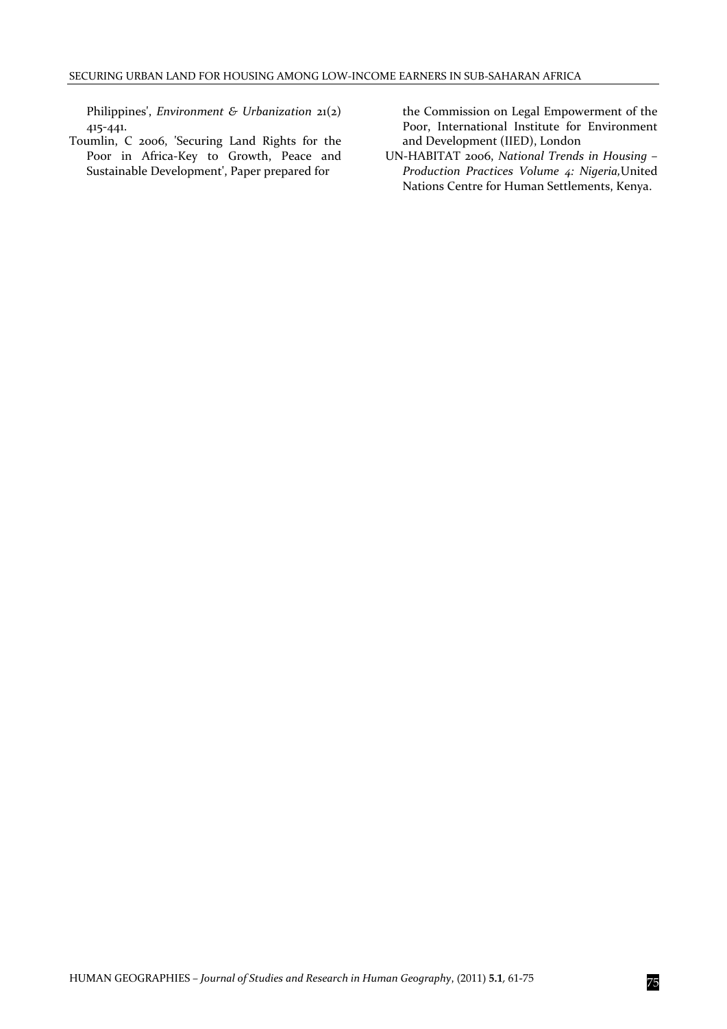Philippines', *Environment & Urbanization* 21(2) 415-441.

Toumlin, C 2006, 'Securing Land Rights for the Poor in Africa-Key to Growth, Peace and Sustainable Development', Paper prepared for the Commission on Legal Empowerment of the Poor, International Institute for Environment and Development (IIED), London

UN-HABITAT 2006, *National Trends in Housing – Production Practices Volume 4: Nigeria,*United Nations Centre for Human Settlements, Kenya.